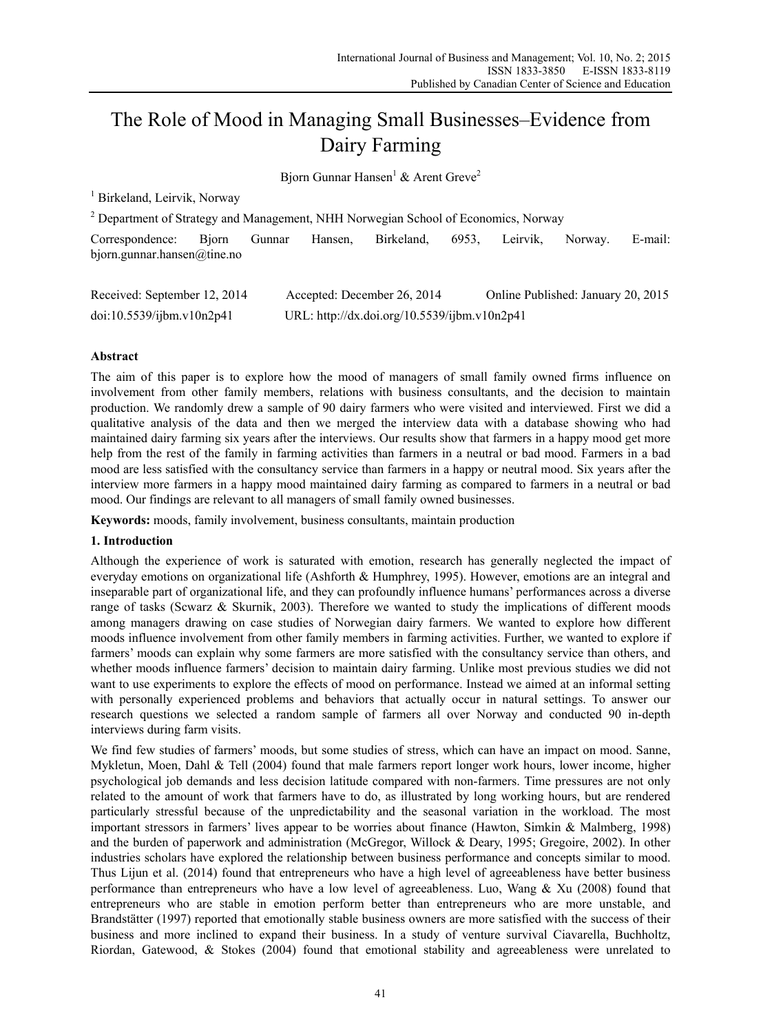# The Role of Mood in Managing Small Businesses–Evidence from Dairy Farming

Bjorn Gunnar Hansen[1] & Arent Greve[2]

[1] Birkeland, Leirvik, Norway

[2] Department of Strategy and Management, NHH Norwegian School of Economics, Norway

Correspondence: Bjorn Gunnar Hansen, Birkeland, 6953, Leirvik, Norway. E-mail: bjorn.gunnar.hansen@tine.no

Received: September 12, 2014 Accepted: December 26, 2014 Online Published: January 20, 2015

doi:10.5539/ijbm.v10n2p41 URL: http://dx.doi.org/10.5539/ijbm.v10n2p41

## Abstract

The aim of this paper is to explore how the mood of managers of small family owned firms influence on involvement from other family members, relations with business consultants, and the decision to maintain production. We randomly drew a sample of 90 dairy farmers who were visited and interviewed. First we did a qualitative analysis of the data and then we merged the interview data with a database showing who had maintained dairy farming six years after the interviews. Our results show that farmers in a happy mood get more help from the rest of the family in farming activities than farmers in a neutral or bad mood. Farmers in a bad mood are less satisfied with the consultancy service than farmers in a happy or neutral mood. Six years after the interview more farmers in a happy mood maintained dairy farming as compared to farmers in a neutral or bad mood. Our findings are relevant to all managers of small family owned businesses.

**Keywords:** moods, family involvement, business consultants, maintain production

## 1. Introduction

Although the experience of work is saturated with emotion, research has generally neglected the impact of everyday emotions on organizational life (Ashforth & Humphrey, 1995). However, emotions are an integral and inseparable part of organizational life, and they can profoundly influence humans' performances across a diverse range of tasks (Scwarz & Skurnik, 2003). Therefore we wanted to study the implications of different moods among managers drawing on case studies of Norwegian dairy farmers. We wanted to explore how different moods influence involvement from other family members in farming activities. Further, we wanted to explore if farmers' moods can explain why some farmers are more satisfied with the consultancy service than others, and whether moods influence farmers' decision to maintain dairy farming. Unlike most previous studies we did not want to use experiments to explore the effects of mood on performance. Instead we aimed at an informal setting with personally experienced problems and behaviors that actually occur in natural settings. To answer our research questions we selected a random sample of farmers all over Norway and conducted 90 in-depth interviews during farm visits.

We find few studies of farmers' moods, but some studies of stress, which can have an impact on mood. Sanne, Mykletun, Moen, Dahl & Tell (2004) found that male farmers report longer work hours, lower income, higher psychological job demands and less decision latitude compared with non-farmers. Time pressures are not only related to the amount of work that farmers have to do, as illustrated by long working hours, but are rendered particularly stressful because of the unpredictability and the seasonal variation in the workload. The most important stressors in farmers' lives appear to be worries about finance (Hawton, Simkin & Malmberg, 1998) and the burden of paperwork and administration (McGregor, Willock & Deary, 1995; Gregoire, 2002). In other industries scholars have explored the relationship between business performance and concepts similar to mood. Thus Lijun et al. (2014) found that entrepreneurs who have a high level of agreeableness have better business performance than entrepreneurs who have a low level of agreeableness. Luo, Wang & Xu (2008) found that entrepreneurs who are stable in emotion perform better than entrepreneurs who are more unstable, and Brandstätter (1997) reported that emotionally stable business owners are more satisfied with the success of their business and more inclined to expand their business. In a study of venture survival Ciavarella, Buchholtz, Riordan, Gatewood, & Stokes (2004) found that emotional stability and agreeableness were unrelated to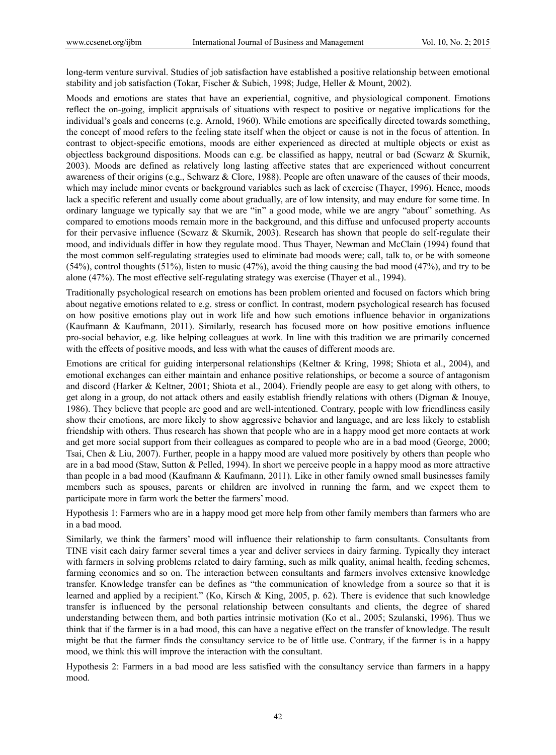long-term venture survival. Studies of job satisfaction have established a positive relationship between emotional stability and job satisfaction (Tokar, Fischer & Subich, 1998; Judge, Heller & Mount, 2002).

Moods and emotions are states that have an experiential, cognitive, and physiological component. Emotions reflect the on-going, implicit appraisals of situations with respect to positive or negative implications for the individual's goals and concerns (e.g. Arnold, 1960). While emotions are specifically directed towards something, the concept of mood refers to the feeling state itself when the object or cause is not in the focus of attention. In contrast to object-specific emotions, moods are either experienced as directed at multiple objects or exist as objectless background dispositions. Moods can e.g. be classified as happy, neutral or bad (Scwarz & Skurnik, 2003). Moods are defined as relatively long lasting affective states that are experienced without concurrent awareness of their origins (e.g., Schwarz & Clore, 1988). People are often unaware of the causes of their moods, which may include minor events or background variables such as lack of exercise (Thayer, 1996). Hence, moods lack a specific referent and usually come about gradually, are of low intensity, and may endure for some time. In ordinary language we typically say that we are "in" a good mode, while we are angry "about" something. As compared to emotions moods remain more in the background, and this diffuse and unfocused property accounts for their pervasive influence (Scwarz & Skurnik, 2003). Research has shown that people do self-regulate their mood, and individuals differ in how they regulate mood. Thus Thayer, Newman and McClain (1994) found that the most common self-regulating strategies used to eliminate bad moods were; call, talk to, or be with someone (54%), control thoughts (51%), listen to music (47%), avoid the thing causing the bad mood (47%), and try to be alone (47%). The most effective self-regulating strategy was exercise (Thayer et al., 1994).

Traditionally psychological research on emotions has been problem oriented and focused on factors which bring about negative emotions related to e.g. stress or conflict. In contrast, modern psychological research has focused on how positive emotions play out in work life and how such emotions influence behavior in organizations (Kaufmann & Kaufmann, 2011). Similarly, research has focused more on how positive emotions influence pro-social behavior, e.g. like helping colleagues at work. In line with this tradition we are primarily concerned with the effects of positive moods, and less with what the causes of different moods are.

Emotions are critical for guiding interpersonal relationships (Keltner & Kring, 1998; Shiota et al., 2004), and emotional exchanges can either maintain and enhance positive relationships, or become a source of antagonism and discord (Harker & Keltner, 2001; Shiota et al., 2004). Friendly people are easy to get along with others, to get along in a group, do not attack others and easily establish friendly relations with others (Digman & Inouye, 1986). They believe that people are good and are well-intentioned. Contrary, people with low friendliness easily show their emotions, are more likely to show aggressive behavior and language, and are less likely to establish friendship with others. Thus research has shown that people who are in a happy mood get more contacts at work and get more social support from their colleagues as compared to people who are in a bad mood (George, 2000; Tsai, Chen & Liu, 2007). Further, people in a happy mood are valued more positively by others than people who are in a bad mood (Staw, Sutton & Pelled, 1994). In short we perceive people in a happy mood as more attractive than people in a bad mood (Kaufmann & Kaufmann, 2011). Like in other family owned small businesses family members such as spouses, parents or children are involved in running the farm, and we expect them to participate more in farm work the better the farmers' mood.

Hypothesis 1: Farmers who are in a happy mood get more help from other family members than farmers who are in a bad mood.

Similarly, we think the farmers' mood will influence their relationship to farm consultants. Consultants from TINE visit each dairy farmer several times a year and deliver services in dairy farming. Typically they interact with farmers in solving problems related to dairy farming, such as milk quality, animal health, feeding schemes, farming economics and so on. The interaction between consultants and farmers involves extensive knowledge transfer. Knowledge transfer can be defines as "the communication of knowledge from a source so that it is learned and applied by a recipient." (Ko, Kirsch & King, 2005, p. 62). There is evidence that such knowledge transfer is influenced by the personal relationship between consultants and clients, the degree of shared understanding between them, and both parties intrinsic motivation (Ko et al., 2005; Szulanski, 1996). Thus we think that if the farmer is in a bad mood, this can have a negative effect on the transfer of knowledge. The result might be that the farmer finds the consultancy service to be of little use. Contrary, if the farmer is in a happy mood, we think this will improve the interaction with the consultant.

Hypothesis 2: Farmers in a bad mood are less satisfied with the consultancy service than farmers in a happy mood.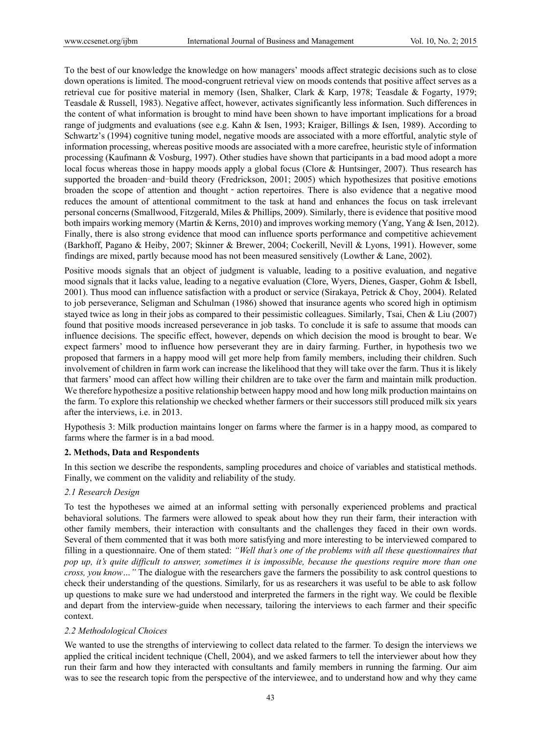To the best of our knowledge the knowledge on how managers' moods affect strategic decisions such as to close down operations is limited. The mood-congruent retrieval view on moods contends that positive affect serves as a retrieval cue for positive material in memory (Isen, Shalker, Clark & Karp, 1978; Teasdale & Fogarty, 1979; Teasdale & Russell, 1983). Negative affect, however, activates significantly less information. Such differences in the content of what information is brought to mind have been shown to have important implications for a broad range of judgments and evaluations (see e.g. Kahn & Isen, 1993; Kraiger, Billings & Isen, 1989). According to Schwartz's (1994) cognitive tuning model, negative moods are associated with a more effortful, analytic style of information processing, whereas positive moods are associated with a more carefree, heuristic style of information processing (Kaufmann & Vosburg, 1997). Other studies have shown that participants in a bad mood adopt a more local focus whereas those in happy moods apply a global focus (Clore & Huntsinger, 2007). Thus research has supported the broaden–and–build theory (Fredrickson, 2001; 2005) which hypothesizes that positive emotions broaden the scope of attention and thought - action repertoires. There is also evidence that a negative mood reduces the amount of attentional commitment to the task at hand and enhances the focus on task irrelevant personal concerns (Smallwood, Fitzgerald, Miles & Phillips, 2009). Similarly, there is evidence that positive mood both impairs working memory (Martin & Kerns, 2010) and improves working memory (Yang, Yang & Isen, 2012). Finally, there is also strong evidence that mood can influence sports performance and competitive achievement (Barkhoff, Pagano & Heiby, 2007; Skinner & Brewer, 2004; Cockerill, Nevill & Lyons, 1991). However, some findings are mixed, partly because mood has not been measured sensitively (Lowther & Lane, 2002).

Positive moods signals that an object of judgment is valuable, leading to a positive evaluation, and negative mood signals that it lacks value, leading to a negative evaluation (Clore, Wyers, Dienes, Gasper, Gohm & Isbell, 2001). Thus mood can influence satisfaction with a product or service (Sirakaya, Petrick & Choy, 2004). Related to job perseverance, Seligman and Schulman (1986) showed that insurance agents who scored high in optimism stayed twice as long in their jobs as compared to their pessimistic colleagues. Similarly, Tsai, Chen & Liu (2007) found that positive moods increased perseverance in job tasks. To conclude it is safe to assume that moods can influence decisions. The specific effect, however, depends on which decision the mood is brought to bear. We expect farmers' mood to influence how perseverant they are in dairy farming. Further, in hypothesis two we proposed that farmers in a happy mood will get more help from family members, including their children. Such involvement of children in farm work can increase the likelihood that they will take over the farm. Thus it is likely that farmers' mood can affect how willing their children are to take over the farm and maintain milk production. We therefore hypothesize a positive relationship between happy mood and how long milk production maintains on the farm. To explore this relationship we checked whether farmers or their successors still produced milk six years after the interviews, i.e. in 2013.

Hypothesis 3: Milk production maintains longer on farms where the farmer is in a happy mood, as compared to farms where the farmer is in a bad mood.

## 2. Methods, Data and Respondents

In this section we describe the respondents, sampling procedures and choice of variables and statistical methods. Finally, we comment on the validity and reliability of the study.

### *2.1 Research Design*

To test the hypotheses we aimed at an informal setting with personally experienced problems and practical behavioral solutions. The farmers were allowed to speak about how they run their farm, their interaction with other family members, their interaction with consultants and the challenges they faced in their own words. Several of them commented that it was both more satisfying and more interesting to be interviewed compared to filling in a questionnaire. One of them stated: *"Well that's one of the problems with all these questionnaires that pop up, it's quite difficult to answer, sometimes it is impossible, because the questions require more than one cross, you know…"* The dialogue with the researchers gave the farmers the possibility to ask control questions to check their understanding of the questions. Similarly, for us as researchers it was useful to be able to ask follow up questions to make sure we had understood and interpreted the farmers in the right way. We could be flexible and depart from the interview-guide when necessary, tailoring the interviews to each farmer and their specific context.

### *2.2 Methodological Choices*

We wanted to use the strengths of interviewing to collect data related to the farmer. To design the interviews we applied the critical incident technique (Chell, 2004), and we asked farmers to tell the interviewer about how they run their farm and how they interacted with consultants and family members in running the farming. Our aim was to see the research topic from the perspective of the interviewee, and to understand how and why they came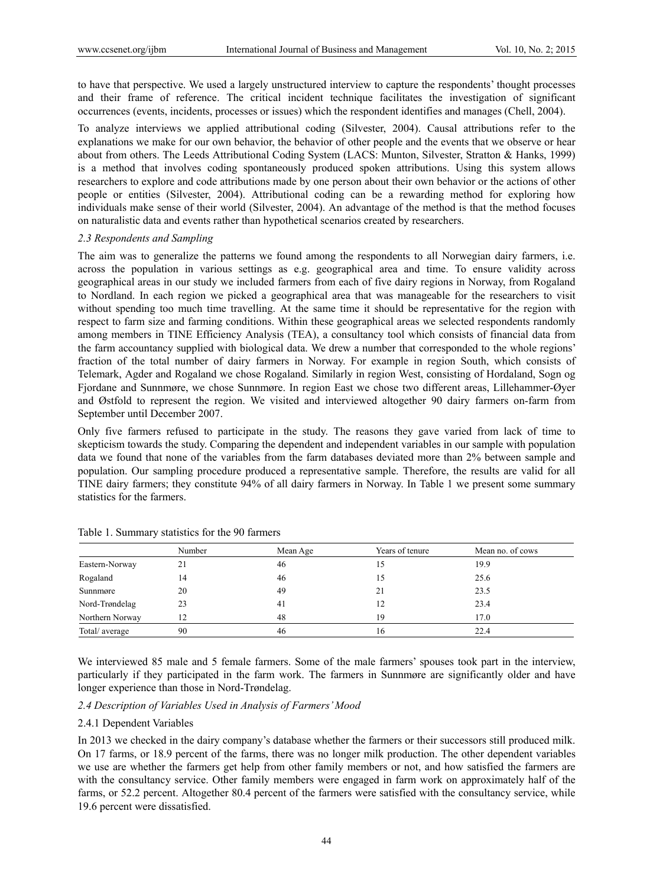to have that perspective. We used a largely unstructured interview to capture the respondents' thought processes and their frame of reference. The critical incident technique facilitates the investigation of significant occurrences (events, incidents, processes or issues) which the respondent identifies and manages (Chell, 2004).

To analyze interviews we applied attributional coding (Silvester, 2004). Causal attributions refer to the explanations we make for our own behavior, the behavior of other people and the events that we observe or hear about from others. The Leeds Attributional Coding System (LACS: Munton, Silvester, Stratton & Hanks, 1999) is a method that involves coding spontaneously produced spoken attributions. Using this system allows researchers to explore and code attributions made by one person about their own behavior or the actions of other people or entities (Silvester, 2004). Attributional coding can be a rewarding method for exploring how individuals make sense of their world (Silvester, 2004). An advantage of the method is that the method focuses on naturalistic data and events rather than hypothetical scenarios created by researchers.

### *2.3 Respondents and Sampling*

The aim was to generalize the patterns we found among the respondents to all Norwegian dairy farmers, i.e. across the population in various settings as e.g. geographical area and time. To ensure validity across geographical areas in our study we included farmers from each of five dairy regions in Norway, from Rogaland to Nordland. In each region we picked a geographical area that was manageable for the researchers to visit without spending too much time travelling. At the same time it should be representative for the region with respect to farm size and farming conditions. Within these geographical areas we selected respondents randomly among members in TINE Efficiency Analysis (TEA), a consultancy tool which consists of financial data from the farm accountancy supplied with biological data. We drew a number that corresponded to the whole regions' fraction of the total number of dairy farmers in Norway. For example in region South, which consists of Telemark, Agder and Rogaland we chose Rogaland. Similarly in region West, consisting of Hordaland, Sogn og Fjordane and Sunnmøre, we chose Sunnmøre. In region East we chose two different areas, Lillehammer-Øyer and Østfold to represent the region. We visited and interviewed altogether 90 dairy farmers on-farm from September until December 2007.

Only five farmers refused to participate in the study. The reasons they gave varied from lack of time to skepticism towards the study. Comparing the dependent and independent variables in our sample with population data we found that none of the variables from the farm databases deviated more than 2% between sample and population. Our sampling procedure produced a representative sample. Therefore, the results are valid for all TINE dairy farmers; they constitute 94% of all dairy farmers in Norway. In Table 1 we present some summary statistics for the farmers.

Table 1. Summary statistics for the 90 farmers

| | Number | Mean Age | Years of tenure | Mean no. of cows |
|---|---|---|---|---|
| Eastern-Norway | 21 | 46 | 15 | 19.9 |
| Rogaland | 14 | 46 | 15 | 25.6 |
| Sunnmøre | 20 | 49 | 21 | 23.5 |
| Nord-Trøndelag | 23 | 41 | 12 | 23.4 |
| Northern Norway | 12 | 48 | 19 | 17.0 |
| Total/ average | 90 | 46 | 16 | 22.4 |

We interviewed 85 male and 5 female farmers. Some of the male farmers' spouses took part in the interview, particularly if they participated in the farm work. The farmers in Sunnmøre are significantly older and have longer experience than those in Nord-Trøndelag.

### *2.4 Description of Variables Used in Analysis of Farmers' Mood*

#### 2.4.1 Dependent Variables

In 2013 we checked in the dairy company's database whether the farmers or their successors still produced milk. On 17 farms, or 18.9 percent of the farms, there was no longer milk production. The other dependent variables we use are whether the farmers get help from other family members or not, and how satisfied the farmers are with the consultancy service. Other family members were engaged in farm work on approximately half of the farms, or 52.2 percent. Altogether 80.4 percent of the farmers were satisfied with the consultancy service, while 19.6 percent were dissatisfied.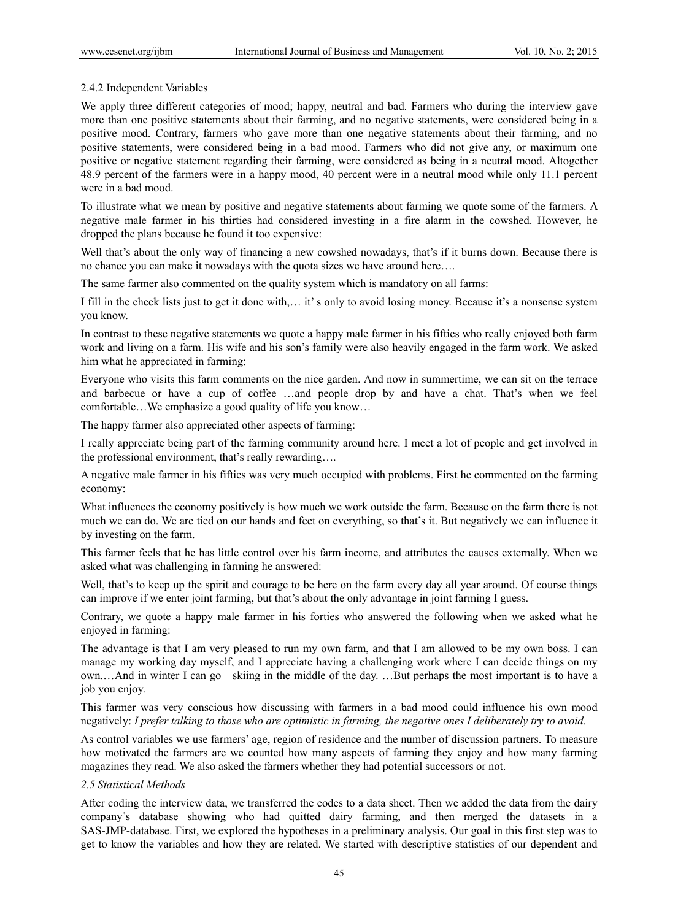### 2.4.2 Independent Variables

We apply three different categories of mood; happy, neutral and bad. Farmers who during the interview gave more than one positive statements about their farming, and no negative statements, were considered being in a positive mood. Contrary, farmers who gave more than one negative statements about their farming, and no positive statements, were considered being in a bad mood. Farmers who did not give any, or maximum one positive or negative statement regarding their farming, were considered as being in a neutral mood. Altogether 48.9 percent of the farmers were in a happy mood, 40 percent were in a neutral mood while only 11.1 percent were in a bad mood.

To illustrate what we mean by positive and negative statements about farming we quote some of the farmers. A negative male farmer in his thirties had considered investing in a fire alarm in the cowshed. However, he dropped the plans because he found it too expensive:

Well that's about the only way of financing a new cowshed nowadays, that's if it burns down. Because there is no chance you can make it nowadays with the quota sizes we have around here….

The same farmer also commented on the quality system which is mandatory on all farms:

I fill in the check lists just to get it done with,… it' s only to avoid losing money. Because it's a nonsense system you know.

In contrast to these negative statements we quote a happy male farmer in his fifties who really enjoyed both farm work and living on a farm. His wife and his son's family were also heavily engaged in the farm work. We asked him what he appreciated in farming:

Everyone who visits this farm comments on the nice garden. And now in summertime, we can sit on the terrace and barbecue or have a cup of coffee …and people drop by and have a chat. That's when we feel comfortable…We emphasize a good quality of life you know…

The happy farmer also appreciated other aspects of farming:

I really appreciate being part of the farming community around here. I meet a lot of people and get involved in the professional environment, that's really rewarding….

A negative male farmer in his fifties was very much occupied with problems. First he commented on the farming economy:

What influences the economy positively is how much we work outside the farm. Because on the farm there is not much we can do. We are tied on our hands and feet on everything, so that's it. But negatively we can influence it by investing on the farm.

This farmer feels that he has little control over his farm income, and attributes the causes externally. When we asked what was challenging in farming he answered:

Well, that's to keep up the spirit and courage to be here on the farm every day all year around. Of course things can improve if we enter joint farming, but that's about the only advantage in joint farming I guess.

Contrary, we quote a happy male farmer in his forties who answered the following when we asked what he enjoyed in farming:

The advantage is that I am very pleased to run my own farm, and that I am allowed to be my own boss. I can manage my working day myself, and I appreciate having a challenging work where I can decide things on my own.…And in winter I can go skiing in the middle of the day. …But perhaps the most important is to have a job you enjoy.

This farmer was very conscious how discussing with farmers in a bad mood could influence his own mood negatively: *I prefer talking to those who are optimistic in farming, the negative ones I deliberately try to avoid.*

As control variables we use farmers' age, region of residence and the number of discussion partners. To measure how motivated the farmers are we counted how many aspects of farming they enjoy and how many farming magazines they read. We also asked the farmers whether they had potential successors or not.

### *2.5 Statistical Methods*

After coding the interview data, we transferred the codes to a data sheet. Then we added the data from the dairy company's database showing who had quitted dairy farming, and then merged the datasets in a SAS-JMP-database. First, we explored the hypotheses in a preliminary analysis. Our goal in this first step was to get to know the variables and how they are related. We started with descriptive statistics of our dependent and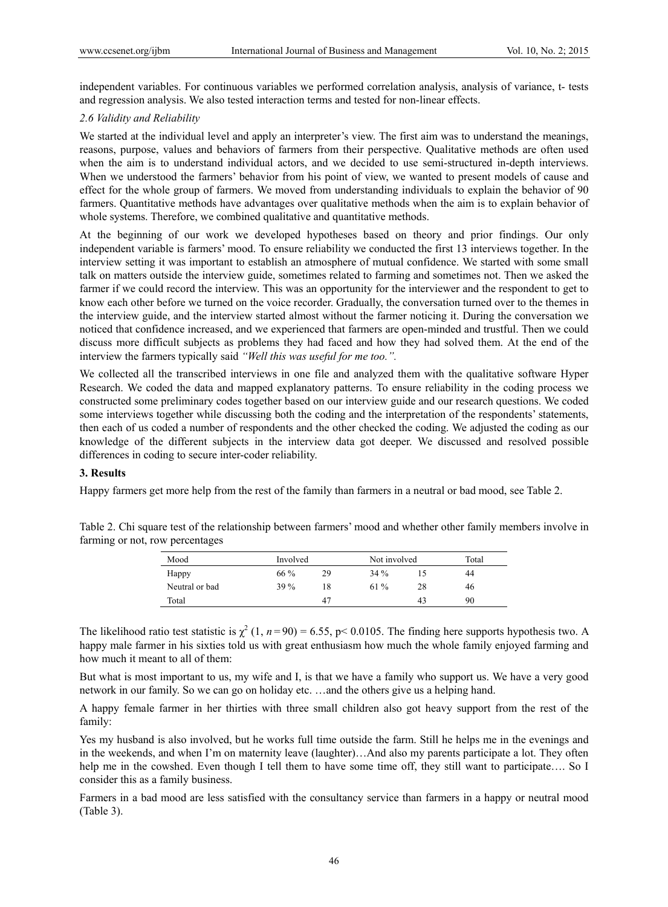independent variables. For continuous variables we performed correlation analysis, analysis of variance, t- tests and regression analysis. We also tested interaction terms and tested for non-linear effects.

### *2.6 Validity and Reliability*

We started at the individual level and apply an interpreter's view. The first aim was to understand the meanings, reasons, purpose, values and behaviors of farmers from their perspective. Qualitative methods are often used when the aim is to understand individual actors, and we decided to use semi-structured in-depth interviews. When we understood the farmers' behavior from his point of view, we wanted to present models of cause and effect for the whole group of farmers. We moved from understanding individuals to explain the behavior of 90 farmers. Quantitative methods have advantages over qualitative methods when the aim is to explain behavior of whole systems. Therefore, we combined qualitative and quantitative methods.

At the beginning of our work we developed hypotheses based on theory and prior findings. Our only independent variable is farmers' mood. To ensure reliability we conducted the first 13 interviews together. In the interview setting it was important to establish an atmosphere of mutual confidence. We started with some small talk on matters outside the interview guide, sometimes related to farming and sometimes not. Then we asked the farmer if we could record the interview. This was an opportunity for the interviewer and the respondent to get to know each other before we turned on the voice recorder. Gradually, the conversation turned over to the themes in the interview guide, and the interview started almost without the farmer noticing it. During the conversation we noticed that confidence increased, and we experienced that farmers are open-minded and trustful. Then we could discuss more difficult subjects as problems they had faced and how they had solved them. At the end of the interview the farmers typically said *"Well this was useful for me too."*.

We collected all the transcribed interviews in one file and analyzed them with the qualitative software Hyper Research. We coded the data and mapped explanatory patterns. To ensure reliability in the coding process we constructed some preliminary codes together based on our interview guide and our research questions. We coded some interviews together while discussing both the coding and the interpretation of the respondents' statements, then each of us coded a number of respondents and the other checked the coding. We adjusted the coding as our knowledge of the different subjects in the interview data got deeper. We discussed and resolved possible differences in coding to secure inter-coder reliability.

## 3. Results

Happy farmers get more help from the rest of the family than farmers in a neutral or bad mood, see Table 2.

Table 2. Chi square test of the relationship between farmers' mood and whether other family members involve in farming or not, row percentages

| Mood | Involved | | Not involved | | Total |
|---|---|---|---|---|---|
| Happy | 66 % | 29 | 34 % | 15 | 44 |
| Neutral or bad | 39 % | 18 | 61 % | 28 | 46 |
| Total | | 47 | | 43 | 90 |

The likelihood ratio test statistic is $\chi^2$ (1, $n=90$) = 6.55, $p < 0.0105$. The finding here supports hypothesis two. A happy male farmer in his sixties told us with great enthusiasm how much the whole family enjoyed farming and how much it meant to all of them:

But what is most important to us, my wife and I, is that we have a family who support us. We have a very good network in our family. So we can go on holiday etc. …and the others give us a helping hand.

A happy female farmer in her thirties with three small children also got heavy support from the rest of the family:

Yes my husband is also involved, but he works full time outside the farm. Still he helps me in the evenings and in the weekends, and when I'm on maternity leave (laughter)…And also my parents participate a lot. They often help me in the cowshed. Even though I tell them to have some time off, they still want to participate…. So I consider this as a family business.

Farmers in a bad mood are less satisfied with the consultancy service than farmers in a happy or neutral mood (Table 3).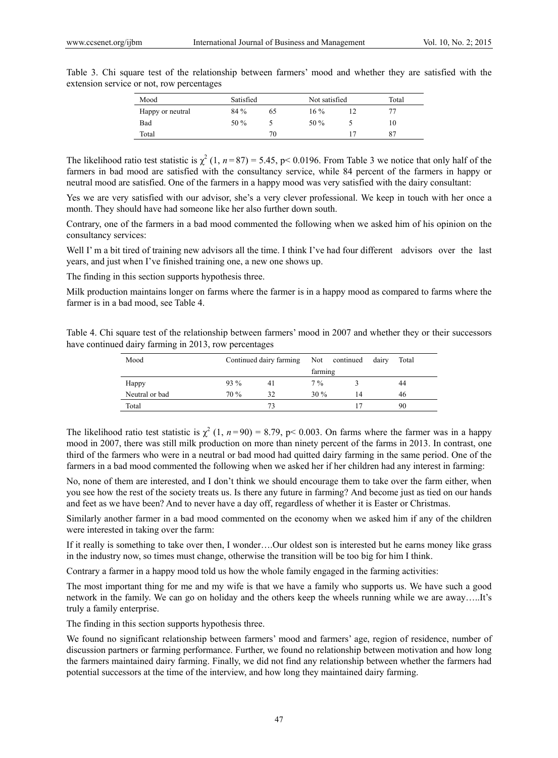Table 3. Chi square test of the relationship between farmers' mood and whether they are satisfied with the extension service or not, row percentages

| Mood | Satisfied | | Not satisfied | | Total |
|---|---|---|---|---|---|
| Happy or neutral | 84 % | 65 | 16 % | 12 | 77 |
| Bad | 50 % | 5 | 50 % | 5 | 10 |
| Total | | 70 | | 17 | 87 |

The likelihood ratio test statistic is $\chi^2$ (1, $n$ = 87) = 5.45, p< 0.0196. From Table 3 we notice that only half of the farmers in bad mood are satisfied with the consultancy service, while 84 percent of the farmers in happy or neutral mood are satisfied. One of the farmers in a happy mood was very satisfied with the dairy consultant:

Yes we are very satisfied with our advisor, she's a very clever professional. We keep in touch with her once a month. They should have had someone like her also further down south.

Contrary, one of the farmers in a bad mood commented the following when we asked him of his opinion on the consultancy services:

Well I' m a bit tired of training new advisors all the time. I think I've had four different advisors over the last years, and just when I've finished training one, a new one shows up.

The finding in this section supports hypothesis three.

Milk production maintains longer on farms where the farmer is in a happy mood as compared to farms where the farmer is in a bad mood, see Table 4.

Table 4. Chi square test of the relationship between farmers' mood in 2007 and whether they or their successors have continued dairy farming in 2013, row percentages

| Mood | Continued dairy farming | | Not continued dairy farming | | Total |
|---|---|---|---|---|---|
| Happy | 93 % | 41 | 7 % | 3 | 44 |
| Neutral or bad | 70 % | 32 | 30 % | 14 | 46 |
| Total | | 73 | | 17 | 90 |

The likelihood ratio test statistic is $\chi^2$ (1, $n$ = 90) = 8.79, p< 0.003. On farms where the farmer was in a happy mood in 2007, there was still milk production on more than ninety percent of the farms in 2013. In contrast, one third of the farmers who were in a neutral or bad mood had quitted dairy farming in the same period. One of the farmers in a bad mood commented the following when we asked her if her children had any interest in farming:

No, none of them are interested, and I don't think we should encourage them to take over the farm either, when you see how the rest of the society treats us. Is there any future in farming? And become just as tied on our hands and feet as we have been? And to never have a day off, regardless of whether it is Easter or Christmas.

Similarly another farmer in a bad mood commented on the economy when we asked him if any of the children were interested in taking over the farm:

If it really is something to take over then, I wonder….Our oldest son is interested but he earns money like grass in the industry now, so times must change, otherwise the transition will be too big for him I think.

Contrary a farmer in a happy mood told us how the whole family engaged in the farming activities:

The most important thing for me and my wife is that we have a family who supports us. We have such a good network in the family. We can go on holiday and the others keep the wheels running while we are away…..It's truly a family enterprise.

The finding in this section supports hypothesis three.

We found no significant relationship between farmers' mood and farmers' age, region of residence, number of discussion partners or farming performance. Further, we found no relationship between motivation and how long the farmers maintained dairy farming. Finally, we did not find any relationship between whether the farmers had potential successors at the time of the interview, and how long they maintained dairy farming.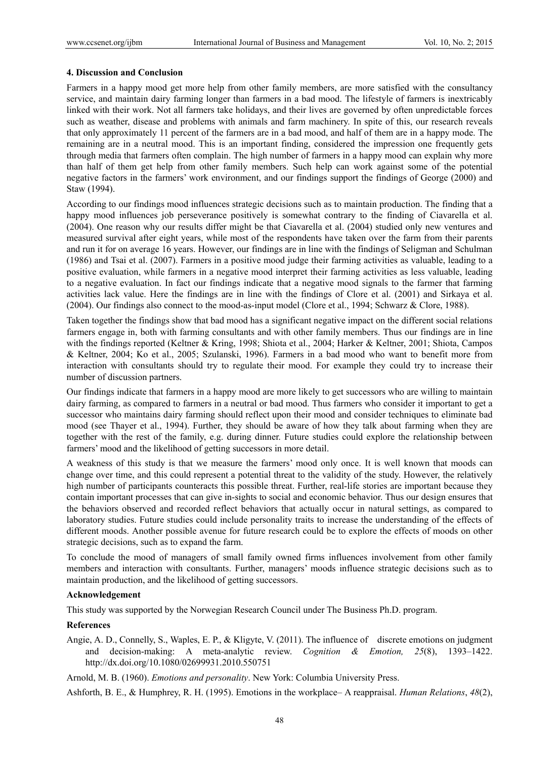### 4. Discussion and Conclusion

Farmers in a happy mood get more help from other family members, are more satisfied with the consultancy service, and maintain dairy farming longer than farmers in a bad mood. The lifestyle of farmers is inextricably linked with their work. Not all farmers take holidays, and their lives are governed by often unpredictable forces such as weather, disease and problems with animals and farm machinery. In spite of this, our research reveals that only approximately 11 percent of the farmers are in a bad mood, and half of them are in a happy mode. The remaining are in a neutral mood. This is an important finding, considered the impression one frequently gets through media that farmers often complain. The high number of farmers in a happy mood can explain why more than half of them get help from other family members. Such help can work against some of the potential negative factors in the farmers' work environment, and our findings support the findings of George (2000) and Staw (1994).

According to our findings mood influences strategic decisions such as to maintain production. The finding that a happy mood influences job perseverance positively is somewhat contrary to the finding of Ciavarella et al. (2004). One reason why our results differ might be that Ciavarella et al. (2004) studied only new ventures and measured survival after eight years, while most of the respondents have taken over the farm from their parents and run it for on average 16 years. However, our findings are in line with the findings of Seligman and Schulman (1986) and Tsai et al. (2007). Farmers in a positive mood judge their farming activities as valuable, leading to a positive evaluation, while farmers in a negative mood interpret their farming activities as less valuable, leading to a negative evaluation. In fact our findings indicate that a negative mood signals to the farmer that farming activities lack value. Here the findings are in line with the findings of Clore et al. (2001) and Sirkaya et al. (2004). Our findings also connect to the mood-as-input model (Clore et al., 1994; Schwarz & Clore, 1988).

Taken together the findings show that bad mood has a significant negative impact on the different social relations farmers engage in, both with farming consultants and with other family members. Thus our findings are in line with the findings reported (Keltner & Kring, 1998; Shiota et al., 2004; Harker & Keltner, 2001; Shiota, Campos & Keltner, 2004; Ko et al., 2005; Szulanski, 1996). Farmers in a bad mood who want to benefit more from interaction with consultants should try to regulate their mood. For example they could try to increase their number of discussion partners.

Our findings indicate that farmers in a happy mood are more likely to get successors who are willing to maintain dairy farming, as compared to farmers in a neutral or bad mood. Thus farmers who consider it important to get a successor who maintains dairy farming should reflect upon their mood and consider techniques to eliminate bad mood (see Thayer et al., 1994). Further, they should be aware of how they talk about farming when they are together with the rest of the family, e.g. during dinner. Future studies could explore the relationship between farmers' mood and the likelihood of getting successors in more detail.

A weakness of this study is that we measure the farmers' mood only once. It is well known that moods can change over time, and this could represent a potential threat to the validity of the study. However, the relatively high number of participants counteracts this possible threat. Further, real-life stories are important because they contain important processes that can give in-sights to social and economic behavior. Thus our design ensures that the behaviors observed and recorded reflect behaviors that actually occur in natural settings, as compared to laboratory studies. Future studies could include personality traits to increase the understanding of the effects of different moods. Another possible avenue for future research could be to explore the effects of moods on other strategic decisions, such as to expand the farm.

To conclude the mood of managers of small family owned firms influences involvement from other family members and interaction with consultants. Further, managers' moods influence strategic decisions such as to maintain production, and the likelihood of getting successors.

### Acknowledgement

This study was supported by the Norwegian Research Council under The Business Ph.D. program.

### References

Angie, A. D., Connelly, S., Waples, E. P., & Kligyte, V. (2011). The influence of discrete emotions on judgment and decision-making: A meta-analytic review. *Cognition & Emotion, 25*(8), 1393–1422. http://dx.doi.org/10.1080/02699931.2010.550751

Arnold, M. B. (1960). *Emotions and personality*. New York: Columbia University Press.

Ashforth, B. E., & Humphrey, R. H. (1995). Emotions in the workplace– A reappraisal. *Human Relations*, *48*(2),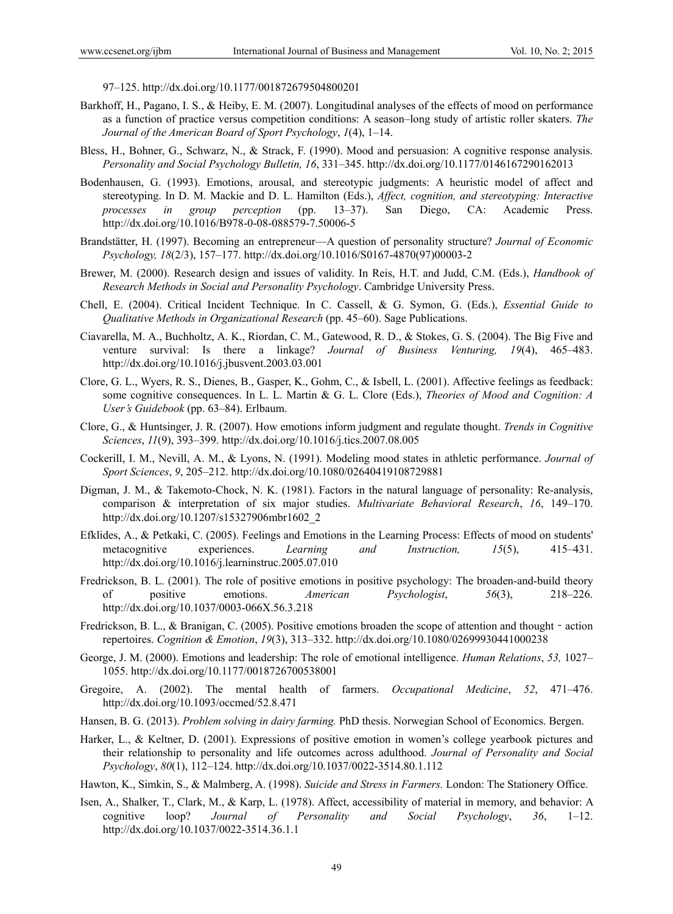97–125. http://dx.doi.org/10.1177/001872679504800201

Barkhoff, H., Pagano, I. S., & Heiby, E. M. (2007). Longitudinal analyses of the effects of mood on performance as a function of practice versus competition conditions: A season–long study of artistic roller skaters. *The Journal of the American Board of Sport Psychology*, *1*(4), 1–14.

Bless, H., Bohner, G., Schwarz, N., & Strack, F. (1990). Mood and persuasion: A cognitive response analysis. *Personality and Social Psychology Bulletin, 16*, 331–345. http://dx.doi.org/10.1177/0146167290162013

Bodenhausen, G. (1993). Emotions, arousal, and stereotypic judgments: A heuristic model of affect and stereotyping. In D. M. Mackie and D. L. Hamilton (Eds.), *Affect, cognition, and stereotyping: Interactive processes in group perception* (pp. 13–37). San Diego, CA: Academic Press. http://dx.doi.org/10.1016/B978-0-08-088579-7.50006-5

Brandstätter, H. (1997). Becoming an entrepreneur—A question of personality structure? *Journal of Economic Psychology, 18*(2/3), 157–177. http://dx.doi.org/10.1016/S0167-4870(97)00003-2

Brewer, M. (2000). Research design and issues of validity. In Reis, H.T. and Judd, C.M. (Eds.), *Handbook of Research Methods in Social and Personality Psychology*. Cambridge University Press.

Chell, E. (2004). Critical Incident Technique. In C. Cassell, & G. Symon, G. (Eds.), *Essential Guide to Qualitative Methods in Organizational Research* (pp. 45–60). Sage Publications.

Ciavarella, M. A., Buchholtz, A. K., Riordan, C. M., Gatewood, R. D., & Stokes, G. S. (2004). The Big Five and venture survival: Is there a linkage? *Journal of Business Venturing, 19*(4), 465–483. http://dx.doi.org/10.1016/j.jbusvent.2003.03.001

Clore, G. L., Wyers, R. S., Dienes, B., Gasper, K., Gohm, C., & Isbell, L. (2001). Affective feelings as feedback: some cognitive consequences. In L. L. Martin & G. L. Clore (Eds.), *Theories of Mood and Cognition: A User's Guidebook* (pp. 63–84). Erlbaum.

Clore, G., & Huntsinger, J. R. (2007). How emotions inform judgment and regulate thought. *Trends in Cognitive Sciences*, *11*(9), 393–399. http://dx.doi.org/10.1016/j.tics.2007.08.005

Cockerill, I. M., Nevill, A. M., & Lyons, N. (1991). Modeling mood states in athletic performance. *Journal of Sport Sciences*, *9*, 205–212. http://dx.doi.org/10.1080/02640419108729881

Digman, J. M., & Takemoto-Chock, N. K. (1981). Factors in the natural language of personality: Re-analysis, comparison & interpretation of six major studies. *Multivariate Behavioral Research*, *16*, 149–170. http://dx.doi.org/10.1207/s15327906mbr1602_2

Efklides, A., & Petkaki, C. (2005). Feelings and Emotions in the Learning Process: Effects of mood on students' metacognitive experiences. *Learning and Instruction, 15*(5), 415–431. http://dx.doi.org/10.1016/j.learninstruc.2005.07.010

Fredrickson, B. L. (2001). The role of positive emotions in positive psychology: The broaden-and-build theory of positive emotions. *American Psychologist*, *56*(3), 218–226. http://dx.doi.org/10.1037/0003-066X.56.3.218

Fredrickson, B. L., & Branigan, C. (2005). Positive emotions broaden the scope of attention and thought‐action repertoires. *Cognition & Emotion*, *19*(3), 313–332. http://dx.doi.org/10.1080/02699930441000238

George, J. M. (2000). Emotions and leadership: The role of emotional intelligence. *Human Relations*, *53,* 1027–1055. http://dx.doi.org/10.1177/0018726700538001

Gregoire, A. (2002). The mental health of farmers. *Occupational Medicine*, *52*, 471–476. http://dx.doi.org/10.1093/occmed/52.8.471

Hansen, B. G. (2013). *Problem solving in dairy farming.* PhD thesis. Norwegian School of Economics. Bergen.

Harker, L., & Keltner, D. (2001). Expressions of positive emotion in women's college yearbook pictures and their relationship to personality and life outcomes across adulthood. *Journal of Personality and Social Psychology*, *80*(1), 112–124. http://dx.doi.org/10.1037/0022-3514.80.1.112

Hawton, K., Simkin, S., & Malmberg, A. (1998). *Suicide and Stress in Farmers.* London: The Stationery Office.

Isen, A., Shalker, T., Clark, M., & Karp, L. (1978). Affect, accessibility of material in memory, and behavior: A cognitive loop? *Journal of Personality and Social Psychology*, *36*, 1–12. http://dx.doi.org/10.1037/0022-3514.36.1.1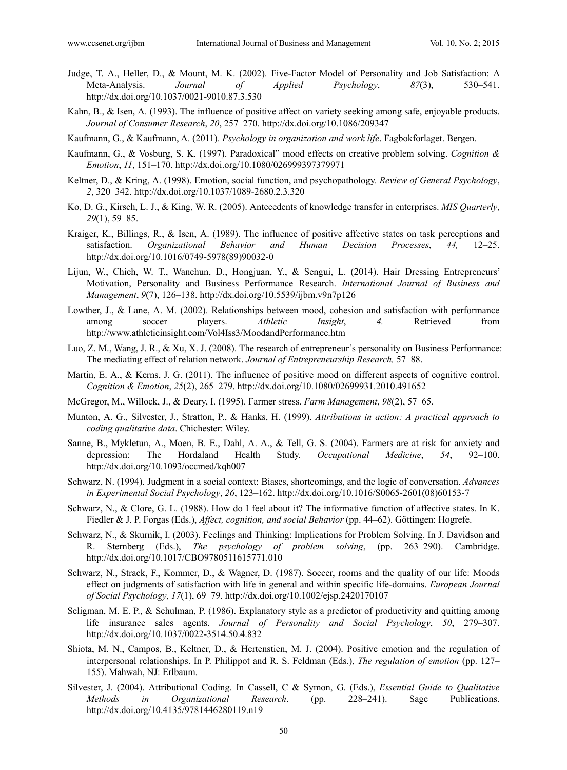Judge, T. A., Heller, D., & Mount, M. K. (2002). Five-Factor Model of Personality and Job Satisfaction: A Meta-Analysis. *Journal of Applied Psychology*, *87*(3), 530–541. http://dx.doi.org/10.1037/0021-9010.87.3.530

Kahn, B., & Isen, A. (1993). The influence of positive affect on variety seeking among safe, enjoyable products. *Journal of Consumer Research*, *20*, 257–270. http://dx.doi.org/10.1086/209347

Kaufmann, G., & Kaufmann, A. (2011). *Psychology in organization and work life*. Fagbokforlaget. Bergen.

Kaufmann, G., & Vosburg, S. K. (1997). Paradoxical" mood effects on creative problem solving. *Cognition & Emotion*, *11*, 151–170. http://dx.doi.org/10.1080/026999397379971

Keltner, D., & Kring, A. (1998). Emotion, social function, and psychopathology. *Review of General Psychology*, *2*, 320–342. http://dx.doi.org/10.1037/1089-2680.2.3.320

Ko, D. G., Kirsch, L. J., & King, W. R. (2005). Antecedents of knowledge transfer in enterprises. *MIS Quarterly*, *29*(1), 59–85.

Kraiger, K., Billings, R., & Isen, A. (1989). The influence of positive affective states on task perceptions and satisfaction. *Organizational Behavior and Human Decision Processes*, *44,* 12–25. http://dx.doi.org/10.1016/0749-5978(89)90032-0

Lijun, W., Chieh, W. T., Wanchun, D., Hongjuan, Y., & Sengui, L. (2014). Hair Dressing Entrepreneurs' Motivation, Personality and Business Performance Research. *International Journal of Business and Management*, *9*(7), 126–138. http://dx.doi.org/10.5539/ijbm.v9n7p126

Lowther, J., & Lane, A. M. (2002). Relationships between mood, cohesion and satisfaction with performance among soccer players. *Athletic Insight*, *4.* Retrieved from http://www.athleticinsight.com/Vol4Iss3/MoodandPerformance.htm

Luo, Z. M., Wang, J. R., & Xu, X. J. (2008). The research of entrepreneur's personality on Business Performance: The mediating effect of relation network. *Journal of Entrepreneurship Research,* 57–88.

Martin, E. A., & Kerns, J. G. (2011). The influence of positive mood on different aspects of cognitive control. *Cognition & Emotion*, *25*(2), 265–279. http://dx.doi.org/10.1080/02699931.2010.491652

McGregor, M., Willock, J., & Deary, I. (1995). Farmer stress. *Farm Management*, *98*(2), 57–65.

Munton, A. G., Silvester, J., Stratton, P., & Hanks, H. (1999). *Attributions in action: A practical approach to coding qualitative data*. Chichester: Wiley.

Sanne, B., Mykletun, A., Moen, B. E., Dahl, A. A., & Tell, G. S. (2004). Farmers are at risk for anxiety and depression: The Hordaland Health Study. *Occupational Medicine*, *54*, 92–100. http://dx.doi.org/10.1093/occmed/kqh007

Schwarz, N. (1994). Judgment in a social context: Biases, shortcomings, and the logic of conversation. *Advances in Experimental Social Psychology*, *26*, 123–162. http://dx.doi.org/10.1016/S0065-2601(08)60153-7

Schwarz, N., & Clore, G. L. (1988). How do I feel about it? The informative function of affective states. In K. Fiedler & J. P. Forgas (Eds.), *Affect, cognition, and social Behavior* (pp. 44–62). Göttingen: Hogrefe.

Schwarz, N., & Skurnik, I. (2003). Feelings and Thinking: Implications for Problem Solving. In J. Davidson and R. Sternberg (Eds.), *The psychology of problem solving*, (pp. 263–290). Cambridge. http://dx.doi.org/10.1017/CBO9780511615771.010

Schwarz, N., Strack, F., Kommer, D., & Wagner, D. (1987). Soccer, rooms and the quality of our life: Moods effect on judgments of satisfaction with life in general and within specific life-domains. *European Journal of Social Psychology*, *17*(1), 69–79. http://dx.doi.org/10.1002/ejsp.2420170107

Seligman, M. E. P., & Schulman, P. (1986). Explanatory style as a predictor of productivity and quitting among life insurance sales agents. *Journal of Personality and Social Psychology*, *50*, 279–307. http://dx.doi.org/10.1037/0022-3514.50.4.832

Shiota, M. N., Campos, B., Keltner, D., & Hertenstien, M. J. (2004). Positive emotion and the regulation of interpersonal relationships. In P. Philippot and R. S. Feldman (Eds.), *The regulation of emotion* (pp. 127–155). Mahwah, NJ: Erlbaum.

Silvester, J. (2004). Attributional Coding. In Cassell, C & Symon, G. (Eds.), *Essential Guide to Qualitative Methods in Organizational Research*. (pp. 228–241). Sage Publications. http://dx.doi.org/10.4135/9781446280119.n19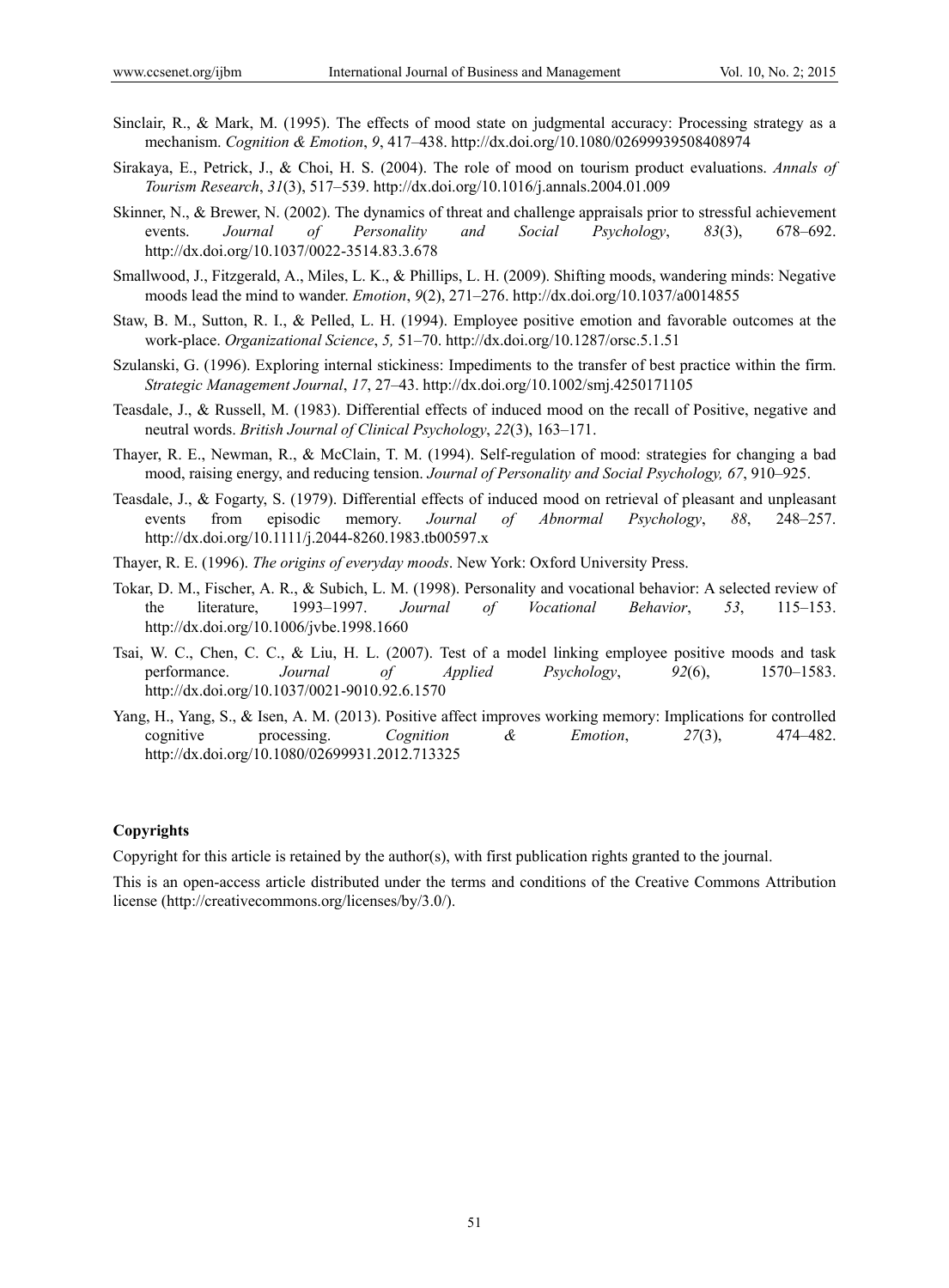Sinclair, R., & Mark, M. (1995). The effects of mood state on judgmental accuracy: Processing strategy as a mechanism. *Cognition & Emotion*, *9*, 417–438. http://dx.doi.org/10.1080/02699939508408974

Sirakaya, E., Petrick, J., & Choi, H. S. (2004). The role of mood on tourism product evaluations. *Annals of Tourism Research*, *31*(3), 517–539. http://dx.doi.org/10.1016/j.annals.2004.01.009

Skinner, N., & Brewer, N. (2002). The dynamics of threat and challenge appraisals prior to stressful achievement events. *Journal of Personality and Social Psychology*, *83*(3), 678–692. http://dx.doi.org/10.1037/0022-3514.83.3.678

Smallwood, J., Fitzgerald, A., Miles, L. K., & Phillips, L. H. (2009). Shifting moods, wandering minds: Negative moods lead the mind to wander. *Emotion*, *9*(2), 271–276. http://dx.doi.org/10.1037/a0014855

Staw, B. M., Sutton, R. I., & Pelled, L. H. (1994). Employee positive emotion and favorable outcomes at the work-place. *Organizational Science*, *5,* 51–70. http://dx.doi.org/10.1287/orsc.5.1.51

Szulanski, G. (1996). Exploring internal stickiness: Impediments to the transfer of best practice within the firm. *Strategic Management Journal*, *17*, 27–43. http://dx.doi.org/10.1002/smj.4250171105

Teasdale, J., & Russell, M. (1983). Differential effects of induced mood on the recall of Positive, negative and neutral words. *British Journal of Clinical Psychology*, *22*(3), 163–171.

Thayer, R. E., Newman, R., & McClain, T. M. (1994). Self-regulation of mood: strategies for changing a bad mood, raising energy, and reducing tension. *Journal of Personality and Social Psychology, 67*, 910–925.

Teasdale, J., & Fogarty, S. (1979). Differential effects of induced mood on retrieval of pleasant and unpleasant events from episodic memory. *Journal of Abnormal Psychology*, *88*, 248–257. http://dx.doi.org/10.1111/j.2044-8260.1983.tb00597.x

Thayer, R. E. (1996). *The origins of everyday moods*. New York: Oxford University Press.

Tokar, D. M., Fischer, A. R., & Subich, L. M. (1998). Personality and vocational behavior: A selected review of the literature, 1993–1997. *Journal of Vocational Behavior*, *53*, 115–153. http://dx.doi.org/10.1006/jvbe.1998.1660

Tsai, W. C., Chen, C. C., & Liu, H. L. (2007). Test of a model linking employee positive moods and task performance. *Journal of Applied Psychology*, *92*(6), 1570–1583. http://dx.doi.org/10.1037/0021-9010.92.6.1570

Yang, H., Yang, S., & Isen, A. M. (2013). Positive affect improves working memory: Implications for controlled cognitive processing. *Cognition & Emotion*, *27*(3), 474–482. http://dx.doi.org/10.1080/02699931.2012.713325

**Copyrights**

Copyright for this article is retained by the author(s), with first publication rights granted to the journal.

This is an open-access article distributed under the terms and conditions of the Creative Commons Attribution license (http://creativecommons.org/licenses/by/3.0/).